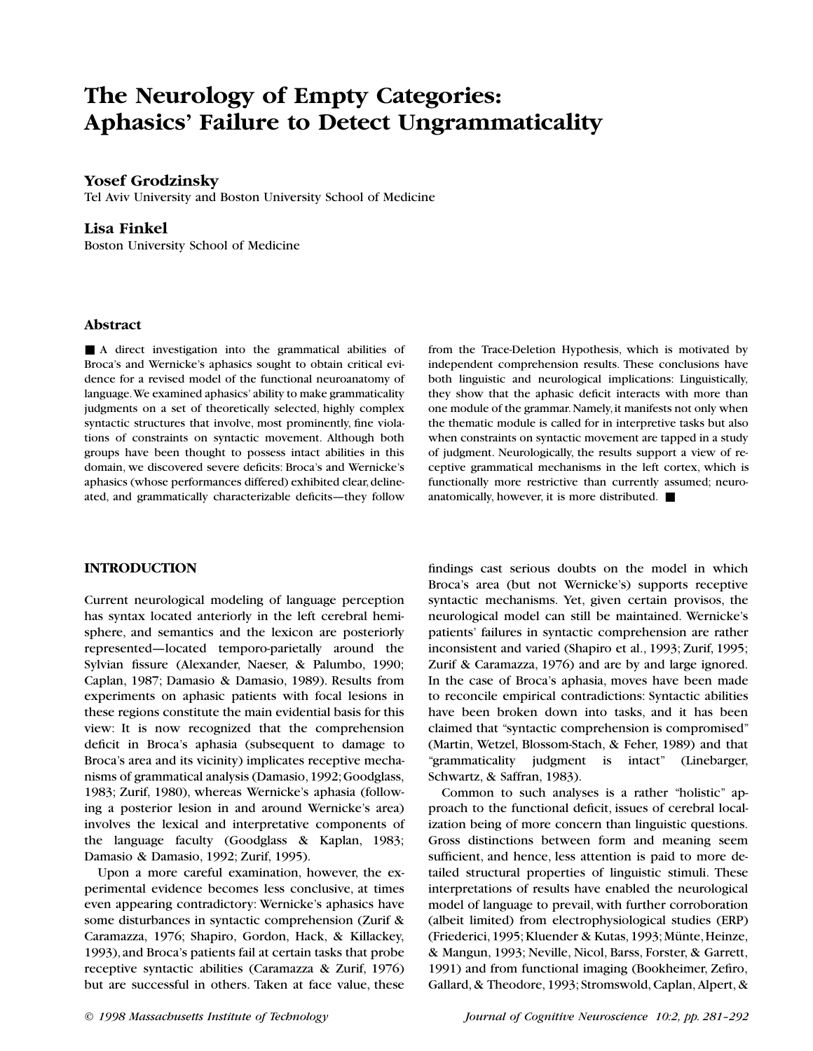# The Neurology of Empty Categories: Aphasics' Failure to Detect Ungrammaticality

**Yosef Grodzinsky**
Tel Aviv University and Boston University School of Medicine

**Lisa Finkel**
Boston University School of Medicine

## Abstract

■ A direct investigation into the grammatical abilities of Broca's and Wernicke's aphasics sought to obtain critical evidence for a revised model of the functional neuroanatomy of language. We examined aphasics' ability to make grammaticality judgments on a set of theoretically selected, highly complex syntactic structures that involve, most prominently, fine violations of constraints on syntactic movement. Although both groups have been thought to possess intact abilities in this domain, we discovered severe deficits: Broca's and Wernicke's aphasics (whose performances differed) exhibited clear, delineated, and grammatically characterizable deficits—they follow from the Trace-Deletion Hypothesis, which is motivated by independent comprehension results. These conclusions have both linguistic and neurological implications: Linguistically, they show that the aphasic deficit interacts with more than one module of the grammar. Namely, it manifests not only when the thematic module is called for in interpretive tasks but also when constraints on syntactic movement are tapped in a study of judgment. Neurologically, the results support a view of receptive grammatical mechanisms in the left cortex, which is functionally more restrictive than currently assumed; neuroanatomically, however, it is more distributed. ■

## INTRODUCTION

Current neurological modeling of language perception has syntax located anteriorly in the left cerebral hemisphere, and semantics and the lexicon are posteriorly represented—located temporo-parietally around the Sylvian fissure (Alexander, Naeser, & Palumbo, 1990; Caplan, 1987; Damasio & Damasio, 1989). Results from experiments on aphasic patients with focal lesions in these regions constitute the main evidential basis for this view: It is now recognized that the comprehension deficit in Broca's aphasia (subsequent to damage to Broca's area and its vicinity) implicates receptive mechanisms of grammatical analysis (Damasio, 1992; Goodglass, 1983; Zurif, 1980), whereas Wernicke's aphasia (following a posterior lesion in and around Wernicke's area) involves the lexical and interpretative components of the language faculty (Goodglass & Kaplan, 1983; Damasio & Damasio, 1992; Zurif, 1995).

Upon a more careful examination, however, the experimental evidence becomes less conclusive, at times even appearing contradictory: Wernicke's aphasics have some disturbances in syntactic comprehension (Zurif & Caramazza, 1976; Shapiro, Gordon, Hack, & Killackey, 1993), and Broca's patients fail at certain tasks that probe receptive syntactic abilities (Caramazza & Zurif, 1976) but are successful in others. Taken at face value, these findings cast serious doubts on the model in which Broca's area (but not Wernicke's) supports receptive syntactic mechanisms. Yet, given certain provisos, the neurological model can still be maintained. Wernicke's patients' failures in syntactic comprehension are rather inconsistent and varied (Shapiro et al., 1993; Zurif, 1995; Zurif & Caramazza, 1976) and are by and large ignored. In the case of Broca's aphasia, moves have been made to reconcile empirical contradictions: Syntactic abilities have been broken down into tasks, and it has been claimed that "syntactic comprehension is compromised" (Martin, Wetzel, Blossom-Stach, & Feher, 1989) and that "grammaticality judgment is intact" (Linebarger, Schwartz, & Saffran, 1983).

Common to such analyses is a rather "holistic" approach to the functional deficit, issues of cerebral localization being of more concern than linguistic questions. Gross distinctions between form and meaning seem sufficient, and hence, less attention is paid to more detailed structural properties of linguistic stimuli. These interpretations of results have enabled the neurological model of language to prevail, with further corroboration (albeit limited) from electrophysiological studies (ERP) (Friederici, 1995; Kluender & Kutas, 1993; Münte, Heinze, & Mangun, 1993; Neville, Nicol, Barss, Forster, & Garrett, 1991) and from functional imaging (Bookheimer, Zefiro, Gallard, & Theodore, 1993; Stromswold, Caplan, Alpert, &

© 1998 Massachusetts Institute of Technology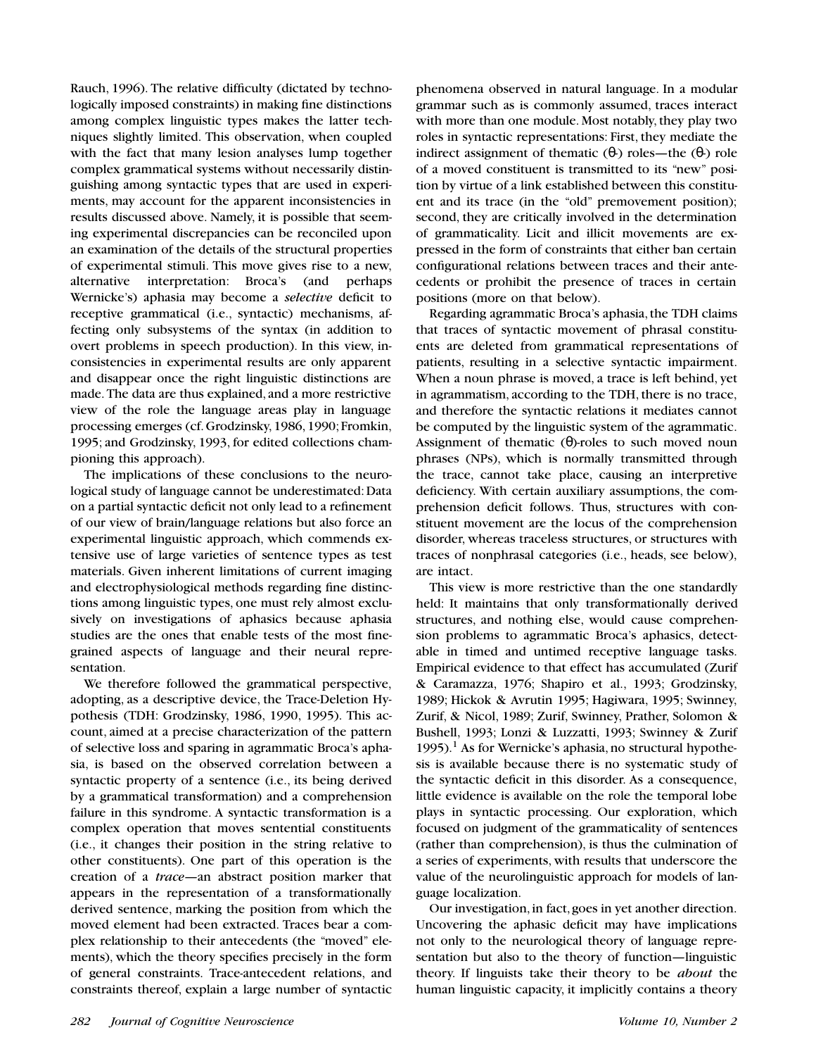Rauch, 1996). The relative difficulty (dictated by technologically imposed constraints) in making fine distinctions among complex linguistic types makes the latter techniques slightly limited. This observation, when coupled with the fact that many lesion analyses lump together complex grammatical systems without necessarily distinguishing among syntactic types that are used in experiments, may account for the apparent inconsistencies in results discussed above. Namely, it is possible that seeming experimental discrepancies can be reconciled upon an examination of the details of the structural properties of experimental stimuli. This move gives rise to a new, alternative interpretation: Broca's (and perhaps Wernicke's) aphasia may become a *selective* deficit to receptive grammatical (i.e., syntactic) mechanisms, affecting only subsystems of the syntax (in addition to overt problems in speech production). In this view, inconsistencies in experimental results are only apparent and disappear once the right linguistic distinctions are made. The data are thus explained, and a more restrictive view of the role the language areas play in language processing emerges (cf. Grodzinsky, 1986, 1990; Fromkin, 1995; and Grodzinsky, 1993, for edited collections championing this approach).

The implications of these conclusions to the neurological study of language cannot be underestimated: Data on a partial syntactic deficit not only lead to a refinement of our view of brain/language relations but also force an experimental linguistic approach, which commends extensive use of large varieties of sentence types as test materials. Given inherent limitations of current imaging and electrophysiological methods regarding fine distinctions among linguistic types, one must rely almost exclusively on investigations of aphasics because aphasia studies are the ones that enable tests of the most fine-grained aspects of language and their neural representation.

We therefore followed the grammatical perspective, adopting, as a descriptive device, the Trace-Deletion Hypothesis (TDH: Grodzinsky, 1986, 1990, 1995). This account, aimed at a precise characterization of the pattern of selective loss and sparing in agrammatic Broca's aphasia, is based on the observed correlation between a syntactic property of a sentence (i.e., its being derived by a grammatical transformation) and a comprehension failure in this syndrome. A syntactic transformation is a complex operation that moves sentential constituents (i.e., it changes their position in the string relative to other constituents). One part of this operation is the creation of a *trace*—an abstract position marker that appears in the representation of a transformationally derived sentence, marking the position from which the moved element had been extracted. Traces bear a complex relationship to their antecedents (the "moved" elements), which the theory specifies precisely in the form of general constraints. Trace-antecedent relations, and constraints thereof, explain a large number of syntactic phenomena observed in natural language. In a modular grammar such as is commonly assumed, traces interact with more than one module. Most notably, they play two roles in syntactic representations: First, they mediate the indirect assignment of thematic ($\theta$-) roles—the ($\theta$-) role of a moved constituent is transmitted to its "new" position by virtue of a link established between this constituent and its trace (in the "old" premovement position); second, they are critically involved in the determination of grammaticality. Licit and illicit movements are expressed in the form of constraints that either ban certain configurational relations between traces and their antecedents or prohibit the presence of traces in certain positions (more on that below).

Regarding agrammatic Broca's aphasia, the TDH claims that traces of syntactic movement of phrasal constituents are deleted from grammatical representations of patients, resulting in a selective syntactic impairment. When a noun phrase is moved, a trace is left behind, yet in agrammatism, according to the TDH, there is no trace, and therefore the syntactic relations it mediates cannot be computed by the linguistic system of the agrammatic. Assignment of thematic ($\theta$)-roles to such moved noun phrases (NPs), which is normally transmitted through the trace, cannot take place, causing an interpretive deficiency. With certain auxiliary assumptions, the comprehension deficit follows. Thus, structures with constituent movement are the locus of the comprehension disorder, whereas traceless structures, or structures with traces of nonphrasal categories (i.e., heads, see below), are intact.

This view is more restrictive than the one standardly held: It maintains that only transformationally derived structures, and nothing else, would cause comprehension problems to agrammatic Broca's aphasics, detectable in timed and untimed receptive language tasks. Empirical evidence to that effect has accumulated (Zurif & Caramazza, 1976; Shapiro et al., 1993; Grodzinsky, 1989; Hickok & Avrutin 1995; Hagiwara, 1995; Swinney, Zurif, & Nicol, 1989; Zurif, Swinney, Prather, Solomon & Bushell, 1993; Lonzi & Luzzatti, 1993; Swinney & Zurif 1995).[1] As for Wernicke's aphasia, no structural hypothesis is available because there is no systematic study of the syntactic deficit in this disorder. As a consequence, little evidence is available on the role the temporal lobe plays in syntactic processing. Our exploration, which focused on judgment of the grammaticality of sentences (rather than comprehension), is thus the culmination of a series of experiments, with results that underscore the value of the neurolinguistic approach for models of language localization.

Our investigation, in fact, goes in yet another direction. Uncovering the aphasic deficit may have implications not only to the neurological theory of language representation but also to the theory of function—linguistic theory. If linguists take their theory to be *about* the human linguistic capacity, it implicitly contains a theory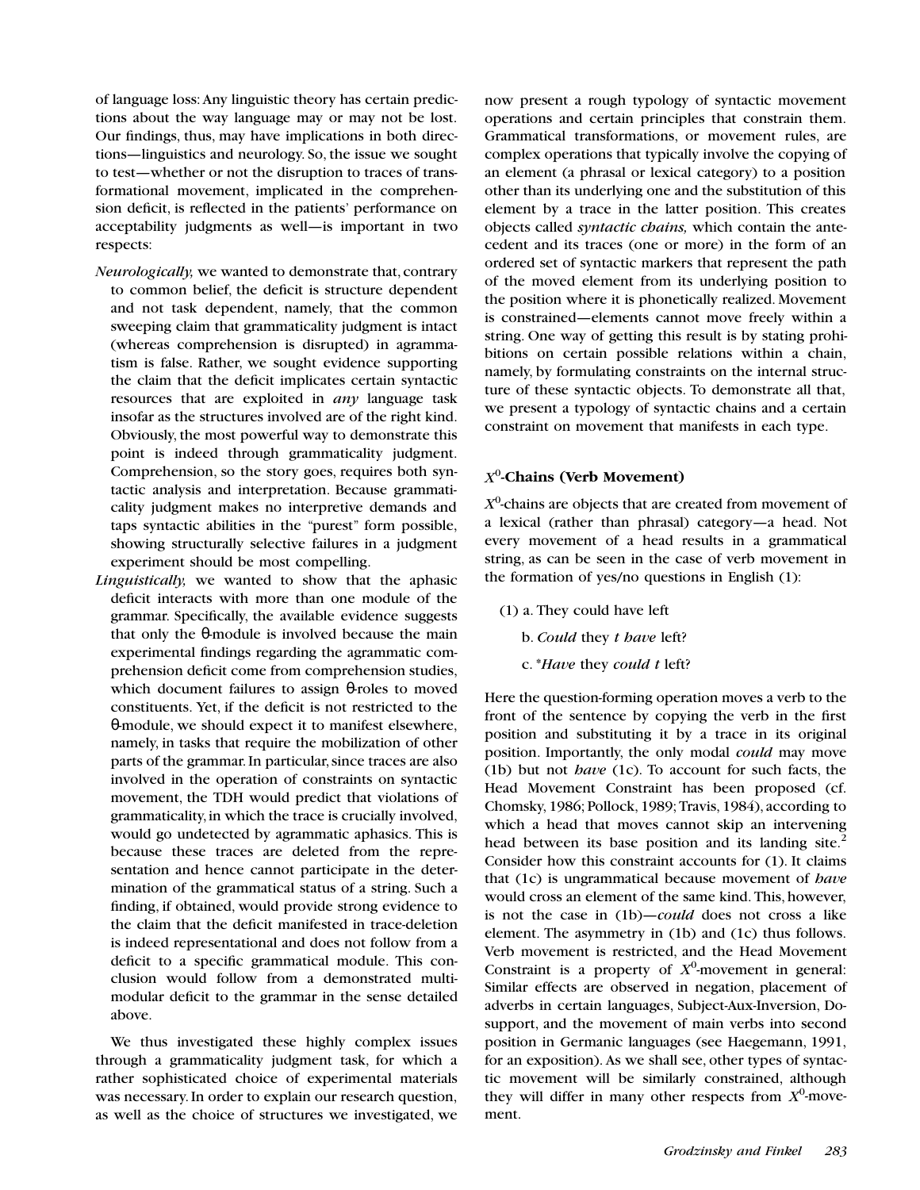of language loss: Any linguistic theory has certain predictions about the way language may or may not be lost. Our findings, thus, may have implications in both directions—linguistics and neurology. So, the issue we sought to test—whether or not the disruption to traces of transformational movement, implicated in the comprehension deficit, is reflected in the patients' performance on acceptability judgments as well—is important in two respects:

*Neurologically,* we wanted to demonstrate that, contrary to common belief, the deficit is structure dependent and not task dependent, namely, that the common sweeping claim that grammaticality judgment is intact (whereas comprehension is disrupted) in agrammatism is false. Rather, we sought evidence supporting the claim that the deficit implicates certain syntactic resources that are exploited in *any* language task insofar as the structures involved are of the right kind. Obviously, the most powerful way to demonstrate this point is indeed through grammaticality judgment. Comprehension, so the story goes, requires both syntactic analysis and interpretation. Because grammaticality judgment makes no interpretive demands and taps syntactic abilities in the "purest" form possible, showing structurally selective failures in a judgment experiment should be most compelling.

*Linguistically,* we wanted to show that the aphasic deficit interacts with more than one module of the grammar. Specifically, the available evidence suggests that only the θ-module is involved because the main experimental findings regarding the agrammatic comprehension deficit come from comprehension studies, which document failures to assign θ-roles to moved constituents. Yet, if the deficit is not restricted to the θ-module, we should expect it to manifest elsewhere, namely, in tasks that require the mobilization of other parts of the grammar. In particular, since traces are also involved in the operation of constraints on syntactic movement, the TDH would predict that violations of grammaticality, in which the trace is crucially involved, would go undetected by agrammatic aphasics. This is because these traces are deleted from the representation and hence cannot participate in the determination of the grammatical status of a string. Such a finding, if obtained, would provide strong evidence to the claim that the deficit manifested in trace-deletion is indeed representational and does not follow from a deficit to a specific grammatical module. This conclusion would follow from a demonstrated multimodular deficit to the grammar in the sense detailed above.

We thus investigated these highly complex issues through a grammaticality judgment task, for which a rather sophisticated choice of experimental materials was necessary. In order to explain our research question, as well as the choice of structures we investigated, we now present a rough typology of syntactic movement operations and certain principles that constrain them. Grammatical transformations, or movement rules, are complex operations that typically involve the copying of an element (a phrasal or lexical category) to a position other than its underlying one and the substitution of this element by a trace in the latter position. This creates objects called *syntactic chains,* which contain the antecedent and its traces (one or more) in the form of an ordered set of syntactic markers that represent the path of the moved element from its underlying position to the position where it is phonetically realized. Movement is constrained—elements cannot move freely within a string. One way of getting this result is by stating prohibitions on certain possible relations within a chain, namely, by formulating constraints on the internal structure of these syntactic objects. To demonstrate all that, we present a typology of syntactic chains and a certain constraint on movement that manifests in each type.

### $X^0$-Chains (Verb Movement)

$X^0$-chains are objects that are created from movement of a lexical (rather than phrasal) category—a head. Not every movement of a head results in a grammatical string, as can be seen in the case of verb movement in the formation of yes/no questions in English (1):

(1) a. They could have left

b. *Could* they *t have* left?

c. *\*Have* they *could t* left?

Here the question-forming operation moves a verb to the front of the sentence by copying the verb in the first position and substituting it by a trace in its original position. Importantly, the only modal *could* may move (1b) but not *have* (1c). To account for such facts, the Head Movement Constraint has been proposed (cf. Chomsky, 1986; Pollock, 1989; Travis, 1984), according to which a head that moves cannot skip an intervening head between its base position and its landing site.[2] Consider how this constraint accounts for (1). It claims that (1c) is ungrammatical because movement of *have* would cross an element of the same kind. This, however, is not the case in (1b)—*could* does not cross a like element. The asymmetry in (1b) and (1c) thus follows. Verb movement is restricted, and the Head Movement Constraint is a property of $X^0$-movement in general: Similar effects are observed in negation, placement of adverbs in certain languages, Subject-Aux-Inversion, Do-support, and the movement of main verbs into second position in Germanic languages (see Haegemann, 1991, for an exposition). As we shall see, other types of syntactic movement will be similarly constrained, although they will differ in many other respects from $X^0$-movement.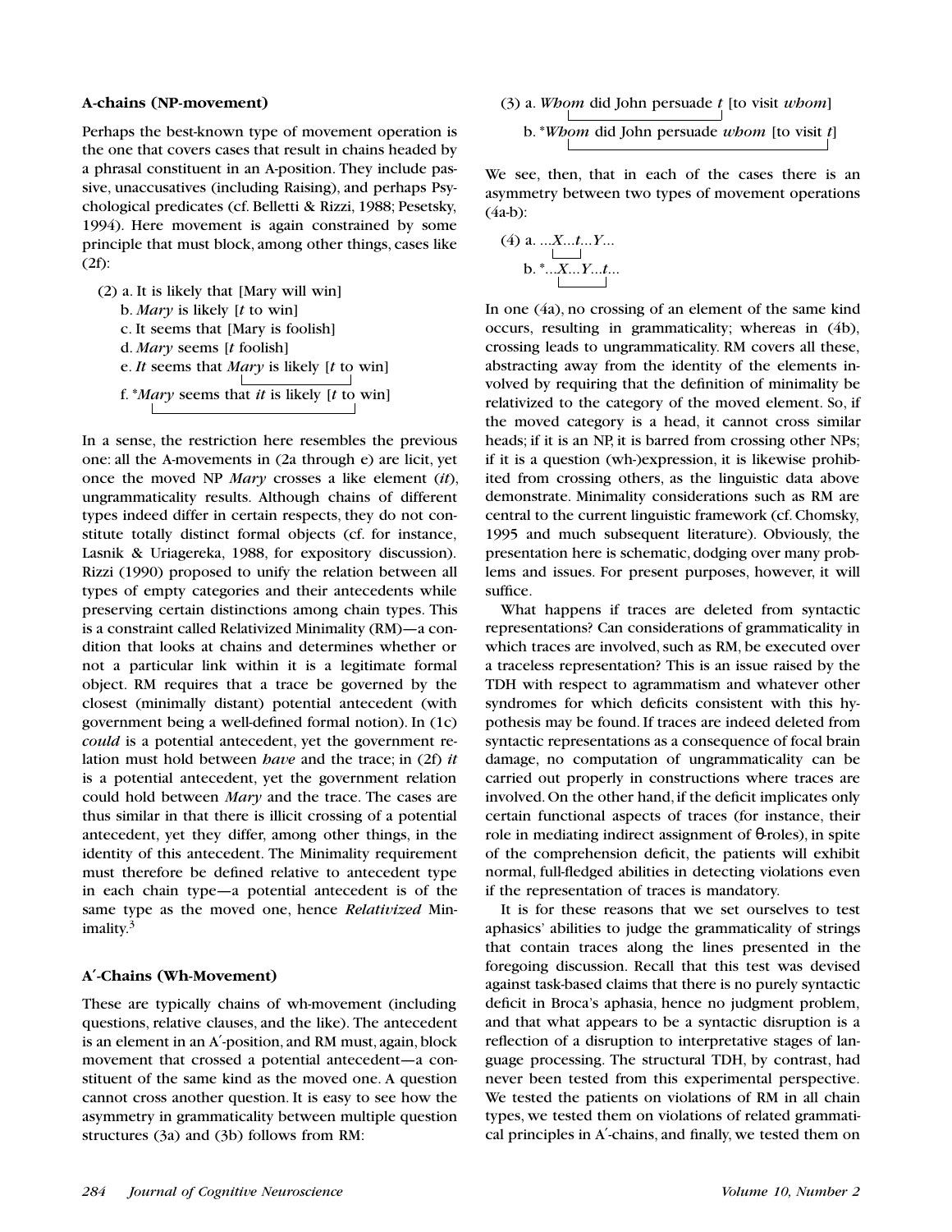### A-chains (NP-movement)

Perhaps the best-known type of movement operation is the one that covers cases that result in chains headed by a phrasal constituent in an A-position. They include passive, unaccusatives (including Raising), and perhaps Psychological predicates (cf. Belletti & Rizzi, 1988; Pesetsky, 1994). Here movement is again constrained by some principle that must block, among other things, cases like (2f):

(2) a. It is likely that [Mary will win]
b. *Mary* is likely [*t* to win]
c. It seems that [Mary is foolish]
d. *Mary* seems [*t* foolish]
e. *It* seems that *Mary* is likely [*t* to win]
f. \**Mary* seems that *it* is likely [*t* to win]

In a sense, the restriction here resembles the previous one: all the A-movements in (2a through e) are licit, yet once the moved NP *Mary* crosses a like element (*it*), ungrammaticality results. Although chains of different types indeed differ in certain respects, they do not constitute totally distinct formal objects (cf. for instance, Lasnik & Uriagereka, 1988, for expository discussion). Rizzi (1990) proposed to unify the relation between all types of empty categories and their antecedents while preserving certain distinctions among chain types. This is a constraint called Relativized Minimality (RM)—a condition that looks at chains and determines whether or not a particular link within it is a legitimate formal object. RM requires that a trace be governed by the closest (minimally distant) potential antecedent (with government being a well-defined formal notion). In (1c) *could* is a potential antecedent, yet the government relation must hold between *have* and the trace; in (2f) *it* is a potential antecedent, yet the government relation could hold between *Mary* and the trace. The cases are thus similar in that there is illicit crossing of a potential antecedent, yet they differ, among other things, in the identity of this antecedent. The Minimality requirement must therefore be defined relative to antecedent type in each chain type—a potential antecedent is of the same type as the moved one, hence *Relativized* Minimality.[3]

### A′-Chains (Wh-Movement)

These are typically chains of wh-movement (including questions, relative clauses, and the like). The antecedent is an element in an A′-position, and RM must, again, block movement that crossed a potential antecedent—a constituent of the same kind as the moved one. A question cannot cross another question. It is easy to see how the asymmetry in grammaticality between multiple question structures (3a) and (3b) follows from RM:

(3) a. *Whom* did John persuade *t* [to visit *whom*]
b. \**Whom* did John persuade *whom* [to visit *t*]

We see, then, that in each of the cases there is an asymmetry between two types of movement operations (4a-b):

(4) a. ...*X*...*t*...*Y*...
b. \*...*X*...*Y*...*t*...

In one (4a), no crossing of an element of the same kind occurs, resulting in grammaticality; whereas in (4b), crossing leads to ungrammaticality. RM covers all these, abstracting away from the identity of the elements involved by requiring that the definition of minimality be relativized to the category of the moved element. So, if the moved category is a head, it cannot cross similar heads; if it is an NP, it is barred from crossing other NPs; if it is a question (wh-)expression, it is likewise prohibited from crossing others, as the linguistic data above demonstrate. Minimality considerations such as RM are central to the current linguistic framework (cf. Chomsky, 1995 and much subsequent literature). Obviously, the presentation here is schematic, dodging over many problems and issues. For present purposes, however, it will suffice.

What happens if traces are deleted from syntactic representations? Can considerations of grammaticality in which traces are involved, such as RM, be executed over a traceless representation? This is an issue raised by the TDH with respect to agrammatism and whatever other syndromes for which deficits consistent with this hypothesis may be found. If traces are indeed deleted from syntactic representations as a consequence of focal brain damage, no computation of ungrammaticality can be carried out properly in constructions where traces are involved. On the other hand, if the deficit implicates only certain functional aspects of traces (for instance, their role in mediating indirect assignment of θ-roles), in spite of the comprehension deficit, the patients will exhibit normal, full-fledged abilities in detecting violations even if the representation of traces is mandatory.

It is for these reasons that we set ourselves to test aphasics' abilities to judge the grammaticality of strings that contain traces along the lines presented in the foregoing discussion. Recall that this test was devised against task-based claims that there is no purely syntactic deficit in Broca's aphasia, hence no judgment problem, and that what appears to be a syntactic disruption is a reflection of a disruption to interpretative stages of language processing. The structural TDH, by contrast, had never been tested from this experimental perspective. We tested the patients on violations of RM in all chain types, we tested them on violations of related grammatical principles in A′-chains, and finally, we tested them on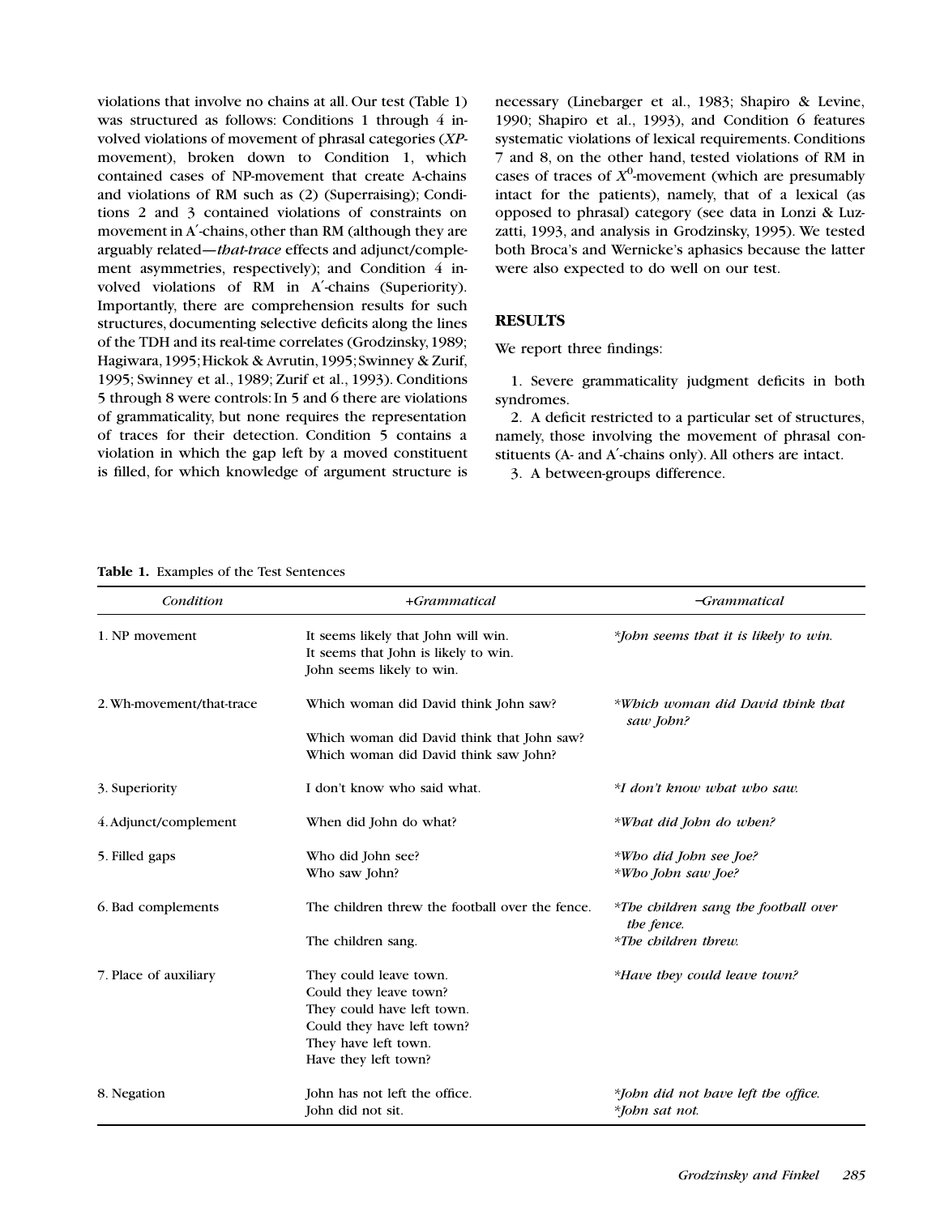violations that involve no chains at all. Our test (Table 1) was structured as follows: Conditions 1 through 4 involved violations of movement of phrasal categories (*XP*-movement), broken down to Condition 1, which contained cases of NP-movement that create A-chains and violations of RM such as (2) (Superraising); Conditions 2 and 3 contained violations of constraints on movement in A′-chains, other than RM (although they are arguably related—*that-trace* effects and adjunct/complement asymmetries, respectively); and Condition 4 involved violations of RM in A′-chains (Superiority). Importantly, there are comprehension results for such structures, documenting selective deficits along the lines of the TDH and its real-time correlates (Grodzinsky, 1989; Hagiwara, 1995; Hickok & Avrutin, 1995; Swinney & Zurif, 1995; Swinney et al., 1989; Zurif et al., 1993). Conditions 5 through 8 were controls: In 5 and 6 there are violations of grammaticality, but none requires the representation of traces for their detection. Condition 5 contains a violation in which the gap left by a moved constituent is filled, for which knowledge of argument structure is necessary (Linebarger et al., 1983; Shapiro & Levine, 1990; Shapiro et al., 1993), and Condition 6 features systematic violations of lexical requirements. Conditions 7 and 8, on the other hand, tested violations of RM in cases of traces of $X^0$-movement (which are presumably intact for the patients), namely, that of a lexical (as opposed to phrasal) category (see data in Lonzi & Luzzatti, 1993, and analysis in Grodzinsky, 1995). We tested both Broca's and Wernicke's aphasics because the latter were also expected to do well on our test.

## RESULTS

We report three findings:

1. Severe grammaticality judgment deficits in both syndromes.
2. A deficit restricted to a particular set of structures, namely, those involving the movement of phrasal constituents (A- and A′-chains only). All others are intact.
3. A between-groups difference.

**Table 1.** Examples of the Test Sentences

| *Condition* | *+Grammatical* | *−Grammatical* |
|---|---|---|
| 1. NP movement | It seems likely that John will win.<br>It seems that John is likely to win.<br>John seems likely to win. | **John seems that it is likely to win.* |
| 2. Wh-movement/that-trace | Which woman did David think John saw?<br>Which woman did David think that John saw?<br>Which woman did David think saw John? | **Which woman did David think that saw John?* |
| 3. Superiority | I don't know who said what. | **I don't know what who saw.* |
| 4. Adjunct/complement | When did John do what? | **What did John do when?* |
| 5. Filled gaps | Who did John see?<br>Who saw John? | **Who did John see Joe?*<br>**Who John saw Joe?* |
| 6. Bad complements | The children threw the football over the fence.<br>The children sang. | **The children sang the football over the fence.*<br>**The children threw.* |
| 7. Place of auxiliary | They could leave town.<br>Could they leave town?<br>They could have left town.<br>Could they have left town?<br>They have left town.<br>Have they left town? | **Have they could leave town?* |
| 8. Negation | John has not left the office.<br>John did not sit. | **John did not have left the office.*<br>**John sat not.* |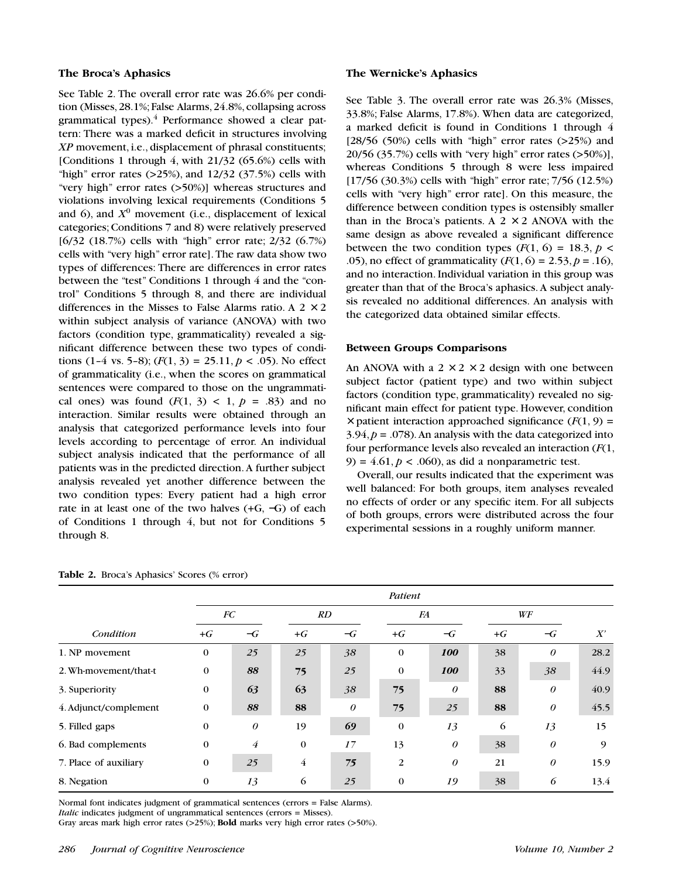### The Broca's Aphasics

See Table 2. The overall error rate was 26.6% per condition (Misses, 28.1%; False Alarms, 24.8%, collapsing across grammatical types).[4] Performance showed a clear pattern: There was a marked deficit in structures involving *XP* movement, i.e., displacement of phrasal constituents; [Conditions 1 through 4, with 21/32 (65.6%) cells with "high" error rates (>25%), and 12/32 (37.5%) cells with "very high" error rates (>50%)] whereas structures and violations involving lexical requirements (Conditions 5 and 6), and $X^0$ movement (i.e., displacement of lexical categories; Conditions 7 and 8) were relatively preserved [6/32 (18.7%) cells with "high" error rate; 2/32 (6.7%) cells with "very high" error rate]. The raw data show two types of differences: There are differences in error rates between the "test" Conditions 1 through 4 and the "control" Conditions 5 through 8, and there are individual differences in the Misses to False Alarms ratio. A 2 × 2 within subject analysis of variance (ANOVA) with two factors (condition type, grammaticality) revealed a significant difference between these two types of conditions (1–4 vs. 5–8); ($F(1, 3) = 25.11, p < .05$). No effect of grammaticality (i.e., when the scores on grammatical sentences were compared to those on the ungrammatical ones) was found ($F(1, 3) < 1, p = .83$) and no interaction. Similar results were obtained through an analysis that categorized performance levels into four levels according to percentage of error. An individual subject analysis indicated that the performance of all patients was in the predicted direction. A further subject analysis revealed yet another difference between the two condition types: Every patient had a high error rate in at least one of the two halves (+G, −G) of each of Conditions 1 through 4, but not for Conditions 5 through 8.

### The Wernicke's Aphasics

See Table 3. The overall error rate was 26.3% (Misses, 33.8%; False Alarms, 17.8%). When data are categorized, a marked deficit is found in Conditions 1 through 4 [28/56 (50%) cells with "high" error rates (>25%) and 20/56 (35.7%) cells with "very high" error rates (>50%)], whereas Conditions 5 through 8 were less impaired [17/56 (30.3%) cells with "high" error rate; 7/56 (12.5%) cells with "very high" error rate]. On this measure, the difference between condition types is ostensibly smaller than in the Broca's patients. A 2 × 2 ANOVA with the same design as above revealed a significant difference between the two condition types ($F(1, 6) = 18.3, p < .05$), no effect of grammaticality ($F(1, 6) = 2.53, p = .16$), and no interaction. Individual variation in this group was greater than that of the Broca's aphasics. A subject analysis revealed no additional differences. An analysis with the categorized data obtained similar effects.

### Between Groups Comparisons

An ANOVA with a 2 × 2 × 2 design with one between subject factor (patient type) and two within subject factors (condition type, grammaticality) revealed no significant main effect for patient type. However, condition × patient interaction approached significance ($F(1, 9) = 3.94, p = .078$). An analysis with the data categorized into four performance levels also revealed an interaction ($F(1, 9) = 4.61, p < .060$), as did a nonparametric test.

Overall, our results indicated that the experiment was well balanced: For both groups, item analyses revealed no effects of order or any specific item. For all subjects of both groups, errors were distributed across the four experimental sessions in a roughly uniform manner.

**Table 2.** Broca's Aphasics' Scores (% error)

| | *Patient* | | | | | | | | |
|---|---|---|---|---|---|---|---|---|---|
| | *FC* | | *RD* | | *FA* | | *WF* | | |
| *Condition* | *+G* | *−G* | *+G* | *−G* | *+G* | *−G* | *+G* | *−G* | *X'* |
| 1. NP movement | 0 | *25* | 25 | *38* | 0 | ***100*** | 38 | *0* | 28.2 |
| 2. Wh-movement/that-t | 0 | ***88*** | **75** | *25* | 0 | ***100*** | 33 | *38* | 44.9 |
| 3. Superiority | 0 | ***63*** | **63** | *38* | **75** | *0* | **88** | *0* | 40.9 |
| 4. Adjunct/complement | 0 | ***88*** | **88** | *0* | **75** | *25* | **88** | *0* | 45.5 |
| 5. Filled gaps | 0 | *0* | 19 | ***69*** | 0 | *13* | 6 | *13* | 15 |
| 6. Bad complements | 0 | *4* | 0 | *17* | 13 | *0* | 38 | *0* | 9 |
| 7. Place of auxiliary | 0 | *25* | 4 | ***75*** | 2 | *0* | 21 | *0* | 15.9 |
| 8. Negation | 0 | *13* | 6 | *25* | 0 | *19* | 38 | *6* | 13.4 |

Normal font indicates judgment of grammatical sentences (errors = False Alarms).
*Italic* indicates judgment of ungrammatical sentences (errors = Misses).
Gray areas mark high error rates (>25%); **Bold** marks very high error rates (>50%).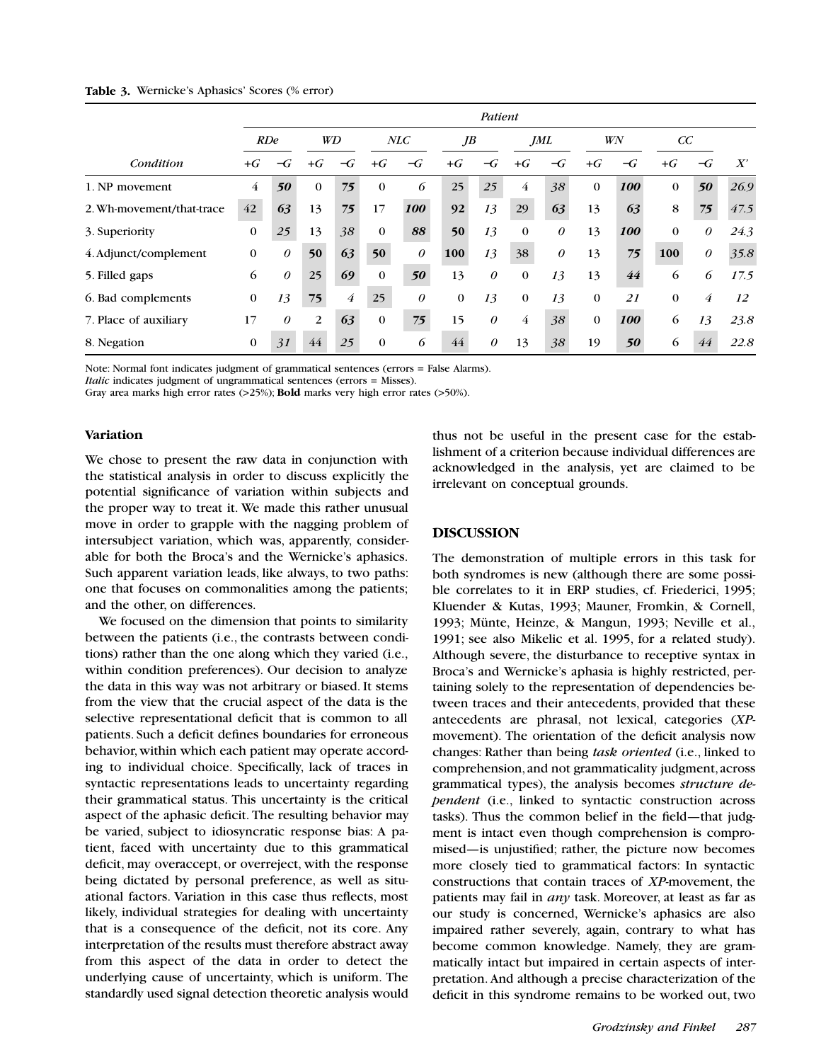**Table 3.** Wernicke's Aphasics' Scores (% error)

| | Patient | | | | | | | | | | | | | | |
|---|---|---|---|---|---|---|---|---|---|---|---|---|---|---|---|
| | RDe | | WD | | NLC | | JB | | JML | | WN | | CC | | |
| *Condition* | +G | −G | +G | −G | +G | −G | +G | −G | +G | −G | +G | −G | +G | −G | X' |
| 1. NP movement | 4 | ***50*** | 0 | ***75*** | 0 | *6* | 25 | *25* | 4 | *38* | 0 | ***100*** | 0 | ***50*** | *26.9* |
| 2. Wh-movement/that-trace | 42 | ***63*** | 13 | ***75*** | 17 | ***100*** | **92** | *13* | 29 | ***63*** | 13 | *63* | 8 | ***75*** | *47.5* |
| 3. Superiority | 0 | *25* | 13 | *38* | 0 | ***88*** | **50** | *13* | 0 | *0* | 13 | ***100*** | 0 | *0* | *24.3* |
| 4. Adjunct/complement | 0 | *0* | **50** | ***63*** | **50** | *0* | **100** | *13* | 38 | *0* | 13 | ***75*** | **100** | *0* | *35.8* |
| 5. Filled gaps | 6 | *0* | 25 | ***69*** | 0 | ***50*** | 13 | *0* | 0 | *13* | 13 | *44* | 6 | *6* | *17.5* |
| 6. Bad complements | 0 | *13* | **75** | *4* | 25 | *0* | 0 | *13* | 0 | *13* | 0 | *21* | 0 | *4* | *12* |
| 7. Place of auxiliary | 17 | *0* | 2 | ***63*** | 0 | ***75*** | 15 | *0* | 4 | *38* | 0 | ***100*** | 6 | *13* | *23.8* |
| 8. Negation | 0 | *31* | 44 | *25* | 0 | *6* | 44 | *0* | 13 | *38* | 19 | ***50*** | 6 | *44* | *22.8* |

Note: Normal font indicates judgment of grammatical sentences (errors = False Alarms).
*Italic* indicates judgment of ungrammatical sentences (errors = Misses).
Gray area marks high error rates (>25%); **Bold** marks very high error rates (>50%).

### Variation

We chose to present the raw data in conjunction with the statistical analysis in order to discuss explicitly the potential significance of variation within subjects and the proper way to treat it. We made this rather unusual move in order to grapple with the nagging problem of intersubject variation, which was, apparently, considerable for both the Broca's and the Wernicke's aphasics. Such apparent variation leads, like always, to two paths: one that focuses on commonalities among the patients; and the other, on differences.

We focused on the dimension that points to similarity between the patients (i.e., the contrasts between conditions) rather than the one along which they varied (i.e., within condition preferences). Our decision to analyze the data in this way was not arbitrary or biased. It stems from the view that the crucial aspect of the data is the selective representational deficit that is common to all patients. Such a deficit defines boundaries for erroneous behavior, within which each patient may operate according to individual choice. Specifically, lack of traces in syntactic representations leads to uncertainty regarding their grammatical status. This uncertainty is the critical aspect of the aphasic deficit. The resulting behavior may be varied, subject to idiosyncratic response bias: A patient, faced with uncertainty due to this grammatical deficit, may overaccept, or overreject, with the response being dictated by personal preference, as well as situational factors. Variation in this case thus reflects, most likely, individual strategies for dealing with uncertainty that is a consequence of the deficit, not its core. Any interpretation of the results must therefore abstract away from this aspect of the data in order to detect the underlying cause of uncertainty, which is uniform. The standardly used signal detection theoretic analysis would thus not be useful in the present case for the establishment of a criterion because individual differences are acknowledged in the analysis, yet are claimed to be irrelevant on conceptual grounds.

## DISCUSSION

The demonstration of multiple errors in this task for both syndromes is new (although there are some possible correlates to it in ERP studies, cf. Friederici, 1995; Kluender & Kutas, 1993; Mauner, Fromkin, & Cornell, 1993; Münte, Heinze, & Mangun, 1993; Neville et al., 1991; see also Mikelic et al. 1995, for a related study). Although severe, the disturbance to receptive syntax in Broca's and Wernicke's aphasia is highly restricted, pertaining solely to the representation of dependencies between traces and their antecedents, provided that these antecedents are phrasal, not lexical, categories (*XP*-movement). The orientation of the deficit analysis now changes: Rather than being *task oriented* (i.e., linked to comprehension, and not grammaticality judgment, across grammatical types), the analysis becomes *structure dependent* (i.e., linked to syntactic construction across tasks). Thus the common belief in the field—that judgment is intact even though comprehension is compromised—is unjustified; rather, the picture now becomes more closely tied to grammatical factors: In syntactic constructions that contain traces of *XP*-movement, the patients may fail in *any* task. Moreover, at least as far as our study is concerned, Wernicke's aphasics are also impaired rather severely, again, contrary to what has become common knowledge. Namely, they are grammatically intact but impaired in certain aspects of interpretation. And although a precise characterization of the deficit in this syndrome remains to be worked out, two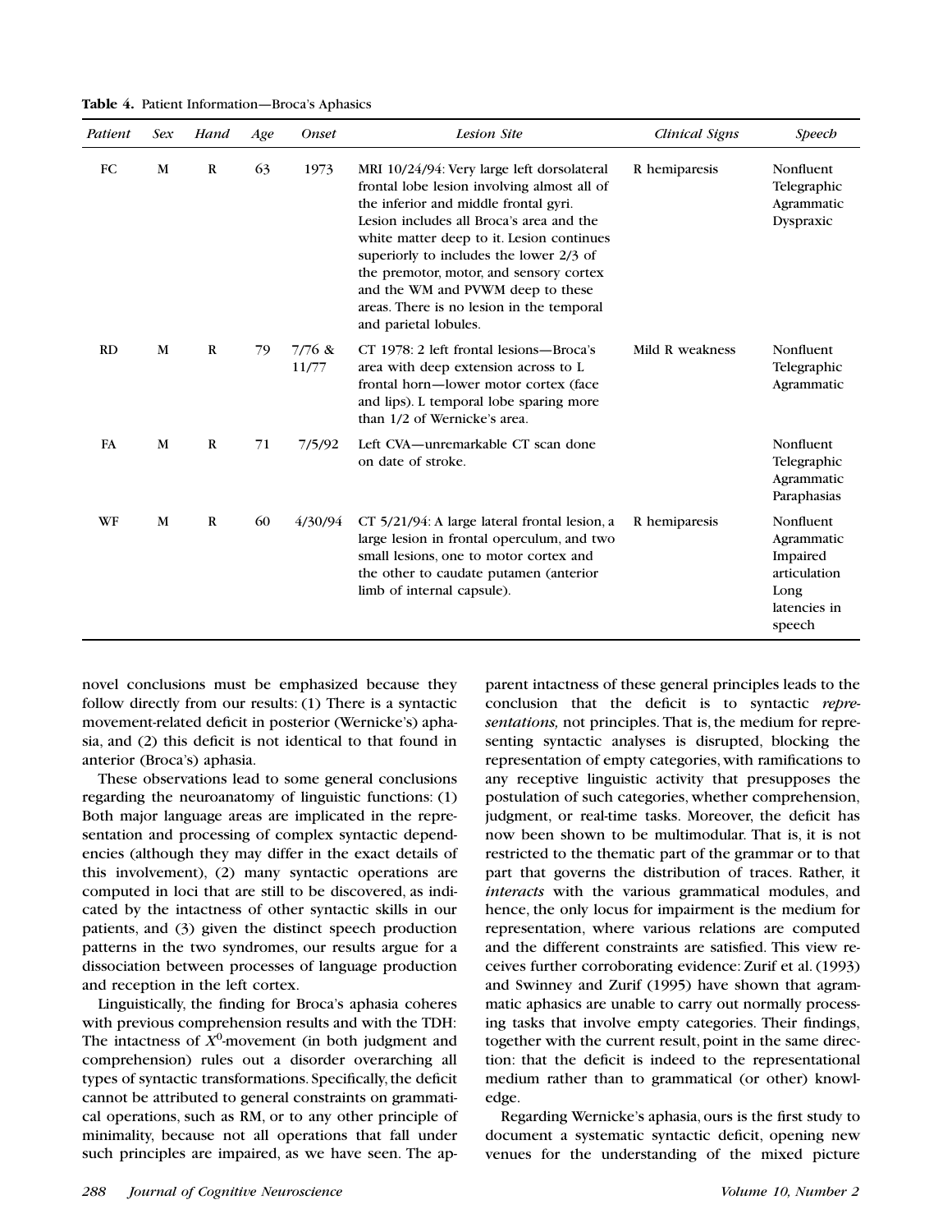**Table 4.** Patient Information—Broca's Aphasics

| *Patient* | *Sex* | *Hand* | *Age* | *Onset* | *Lesion Site* | *Clinical Signs* | *Speech* |
|---|---|---|---|---|---|---|---|
| FC | M | R | 63 | 1973 | MRI 10/24/94: Very large left dorsolateral frontal lobe lesion involving almost all of the inferior and middle frontal gyri. Lesion includes all Broca's area and the white matter deep to it. Lesion continues superiorly to includes the lower 2/3 of the premotor, motor, and sensory cortex and the WM and PVWM deep to these areas. There is no lesion in the temporal and parietal lobules. | R hemiparesis | Nonfluent Telegraphic Agrammatic Dyspraxic |
| RD | M | R | 79 | 7/76 & 11/77 | CT 1978: 2 left frontal lesions—Broca's area with deep extension across to L frontal horn—lower motor cortex (face and lips). L temporal lobe sparing more than 1/2 of Wernicke's area. | Mild R weakness | Nonfluent Telegraphic Agrammatic |
| FA | M | R | 71 | 7/5/92 | Left CVA—unremarkable CT scan done on date of stroke. | | Nonfluent Telegraphic Agrammatic Paraphasias |
| WF | M | R | 60 | 4/30/94 | CT 5/21/94: A large lateral frontal lesion, a large lesion in frontal operculum, and two small lesions, one to motor cortex and the other to caudate putamen (anterior limb of internal capsule). | R hemiparesis | Nonfluent Agrammatic Impaired articulation Long latencies in speech |

novel conclusions must be emphasized because they follow directly from our results: (1) There is a syntactic movement-related deficit in posterior (Wernicke's) aphasia, and (2) this deficit is not identical to that found in anterior (Broca's) aphasia.

These observations lead to some general conclusions regarding the neuroanatomy of linguistic functions: (1) Both major language areas are implicated in the representation and processing of complex syntactic dependencies (although they may differ in the exact details of this involvement), (2) many syntactic operations are computed in loci that are still to be discovered, as indicated by the intactness of other syntactic skills in our patients, and (3) given the distinct speech production patterns in the two syndromes, our results argue for a dissociation between processes of language production and reception in the left cortex.

Linguistically, the finding for Broca's aphasia coheres with previous comprehension results and with the TDH: The intactness of $X^0$-movement (in both judgment and comprehension) rules out a disorder overarching all types of syntactic transformations. Specifically, the deficit cannot be attributed to general constraints on grammatical operations, such as RM, or to any other principle of minimality, because not all operations that fall under such principles are impaired, as we have seen. The apparent intactness of these general principles leads to the conclusion that the deficit is to syntactic *representations,* not principles. That is, the medium for representing syntactic analyses is disrupted, blocking the representation of empty categories, with ramifications to any receptive linguistic activity that presupposes the postulation of such categories, whether comprehension, judgment, or real-time tasks. Moreover, the deficit has now been shown to be multimodular. That is, it is not restricted to the thematic part of the grammar or to that part that governs the distribution of traces. Rather, it *interacts* with the various grammatical modules, and hence, the only locus for impairment is the medium for representation, where various relations are computed and the different constraints are satisfied. This view receives further corroborating evidence: Zurif et al. (1993) and Swinney and Zurif (1995) have shown that agrammatic aphasics are unable to carry out normally processing tasks that involve empty categories. Their findings, together with the current result, point in the same direction: that the deficit is indeed to the representational medium rather than to grammatical (or other) knowledge.

Regarding Wernicke's aphasia, ours is the first study to document a systematic syntactic deficit, opening new venues for the understanding of the mixed picture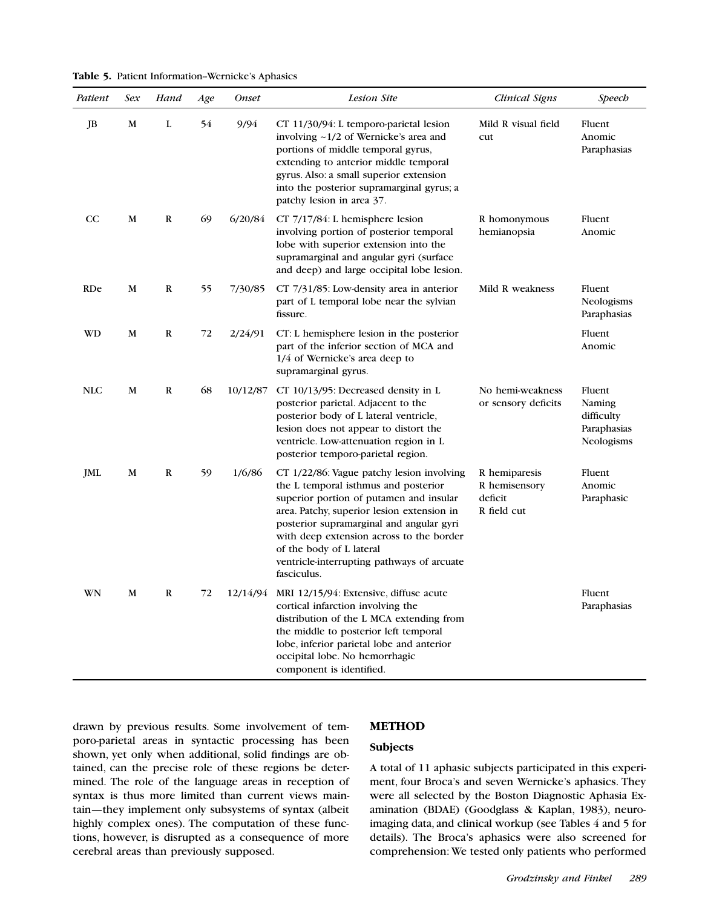**Table 5.** Patient Information–Wernicke's Aphasics

| *Patient* | *Sex* | *Hand* | *Age* | *Onset* | *Lesion Site* | *Clinical Signs* | *Speech* |
|---|---|---|---|---|---|---|---|
| JB | M | L | 54 | 9/94 | CT 11/30/94: L temporo-parietal lesion involving ~1/2 of Wernicke's area and portions of middle temporal gyrus, extending to anterior middle temporal gyrus. Also: a small superior extension into the posterior supramarginal gyrus; a patchy lesion in area 37. | Mild R visual field cut | Fluent Anomic Paraphasias |
| CC | M | R | 69 | 6/20/84 | CT 7/17/84: L hemisphere lesion involving portion of posterior temporal lobe with superior extension into the supramarginal and angular gyri (surface and deep) and large occipital lobe lesion. | R homonymous hemianopsia | Fluent Anomic |
| RDe | M | R | 55 | 7/30/85 | CT 7/31/85: Low-density area in anterior part of L temporal lobe near the sylvian fissure. | Mild R weakness | Fluent Neologisms Paraphasias |
| WD | M | R | 72 | 2/24/91 | CT: L hemisphere lesion in the posterior part of the inferior section of MCA and 1/4 of Wernicke's area deep to supramarginal gyrus. | | Fluent Anomic |
| NLC | M | R | 68 | 10/12/87 | CT 10/13/95: Decreased density in L posterior parietal. Adjacent to the posterior body of L lateral ventricle, lesion does not appear to distort the ventricle. Low-attenuation region in L posterior temporo-parietal region. | No hemi-weakness or sensory deficits | Fluent Naming difficulty Paraphasias Neologisms |
| JML | M | R | 59 | 1/6/86 | CT 1/22/86: Vague patchy lesion involving the L temporal isthmus and posterior superior portion of putamen and insular area. Patchy, superior lesion extension in posterior supramarginal and angular gyri with deep extension across to the border of the body of L lateral ventricle-interrupting pathways of arcuate fasciculus. | R hemiparesis R hemisensory deficit R field cut | Fluent Anomic Paraphasic |
| WN | M | R | 72 | 12/14/94 | MRI 12/15/94: Extensive, diffuse acute cortical infarction involving the distribution of the L MCA extending from the middle to posterior left temporal lobe, inferior parietal lobe and anterior occipital lobe. No hemorrhagic component is identified. | | Fluent Paraphasias |

drawn by previous results. Some involvement of temporo-parietal areas in syntactic processing has been shown, yet only when additional, solid findings are obtained, can the precise role of these regions be determined. The role of the language areas in reception of syntax is thus more limited than current views maintain—they implement only subsystems of syntax (albeit highly complex ones). The computation of these functions, however, is disrupted as a consequence of more cerebral areas than previously supposed.

## METHOD

### Subjects

A total of 11 aphasic subjects participated in this experiment, four Broca's and seven Wernicke's aphasics. They were all selected by the Boston Diagnostic Aphasia Examination (BDAE) (Goodglass & Kaplan, 1983), neuroimaging data, and clinical workup (see Tables 4 and 5 for details). The Broca's aphasics were also screened for comprehension: We tested only patients who performed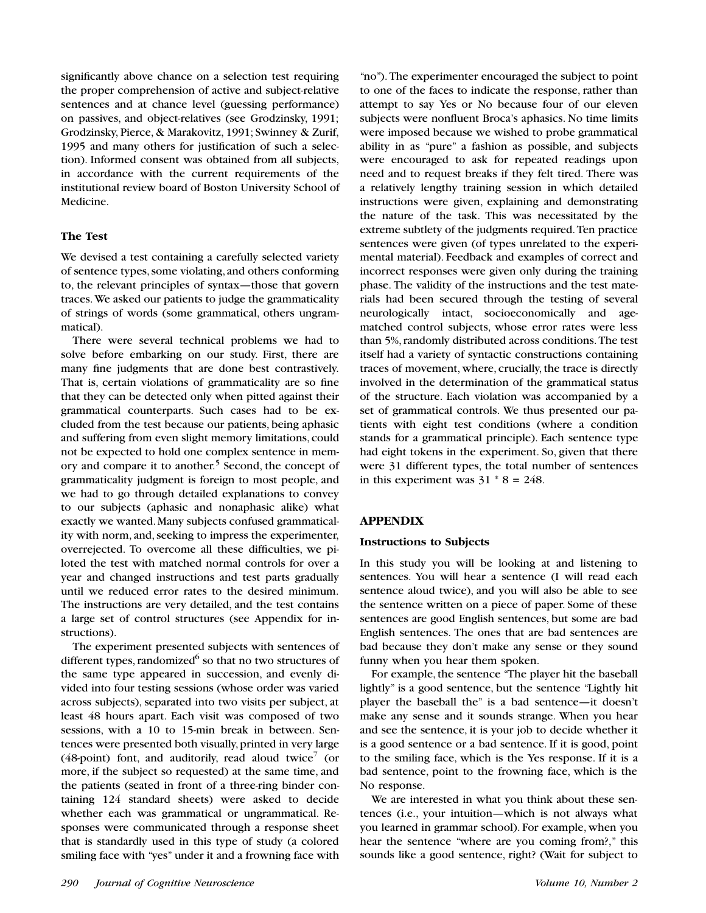significantly above chance on a selection test requiring the proper comprehension of active and subject-relative sentences and at chance level (guessing performance) on passives, and object-relatives (see Grodzinsky, 1991; Grodzinsky, Pierce, & Marakovitz, 1991; Swinney & Zurif, 1995 and many others for justification of such a selection). Informed consent was obtained from all subjects, in accordance with the current requirements of the institutional review board of Boston University School of Medicine.

### The Test

We devised a test containing a carefully selected variety of sentence types, some violating, and others conforming to, the relevant principles of syntax—those that govern traces. We asked our patients to judge the grammaticality of strings of words (some grammatical, others ungrammatical).

There were several technical problems we had to solve before embarking on our study. First, there are many fine judgments that are done best contrastively. That is, certain violations of grammaticality are so fine that they can be detected only when pitted against their grammatical counterparts. Such cases had to be excluded from the test because our patients, being aphasic and suffering from even slight memory limitations, could not be expected to hold one complex sentence in memory and compare it to another.[5] Second, the concept of grammaticality judgment is foreign to most people, and we had to go through detailed explanations to convey to our subjects (aphasic and nonaphasic alike) what exactly we wanted. Many subjects confused grammaticality with norm, and, seeking to impress the experimenter, overrejected. To overcome all these difficulties, we piloted the test with matched normal controls for over a year and changed instructions and test parts gradually until we reduced error rates to the desired minimum. The instructions are very detailed, and the test contains a large set of control structures (see Appendix for instructions).

The experiment presented subjects with sentences of different types, randomized[6] so that no two structures of the same type appeared in succession, and evenly divided into four testing sessions (whose order was varied across subjects), separated into two visits per subject, at least 48 hours apart. Each visit was composed of two sessions, with a 10 to 15-min break in between. Sentences were presented both visually, printed in very large (48-point) font, and auditorily, read aloud twice[7] (or more, if the subject so requested) at the same time, and the patients (seated in front of a three-ring binder containing 124 standard sheets) were asked to decide whether each was grammatical or ungrammatical. Responses were communicated through a response sheet that is standardly used in this type of study (a colored smiling face with "yes" under it and a frowning face with "no"). The experimenter encouraged the subject to point to one of the faces to indicate the response, rather than attempt to say Yes or No because four of our eleven subjects were nonfluent Broca's aphasics. No time limits were imposed because we wished to probe grammatical ability in as "pure" a fashion as possible, and subjects were encouraged to ask for repeated readings upon need and to request breaks if they felt tired. There was a relatively lengthy training session in which detailed instructions were given, explaining and demonstrating the nature of the task. This was necessitated by the extreme subtlety of the judgments required. Ten practice sentences were given (of types unrelated to the experimental material). Feedback and examples of correct and incorrect responses were given only during the training phase. The validity of the instructions and the test materials had been secured through the testing of several neurologically intact, socioeconomically and age-matched control subjects, whose error rates were less than 5%, randomly distributed across conditions. The test itself had a variety of syntactic constructions containing traces of movement, where, crucially, the trace is directly involved in the determination of the grammatical status of the structure. Each violation was accompanied by a set of grammatical controls. We thus presented our patients with eight test conditions (where a condition stands for a grammatical principle). Each sentence type had eight tokens in the experiment. So, given that there were 31 different types, the total number of sentences in this experiment was $31 * 8 = 248$.

## APPENDIX

### Instructions to Subjects

In this study you will be looking at and listening to sentences. You will hear a sentence (I will read each sentence aloud twice), and you will also be able to see the sentence written on a piece of paper. Some of these sentences are good English sentences, but some are bad English sentences. The ones that are bad sentences are bad because they don't make any sense or they sound funny when you hear them spoken.

For example, the sentence "The player hit the baseball lightly" is a good sentence, but the sentence "Lightly hit player the baseball the" is a bad sentence—it doesn't make any sense and it sounds strange. When you hear and see the sentence, it is your job to decide whether it is a good sentence or a bad sentence. If it is good, point to the smiling face, which is the Yes response. If it is a bad sentence, point to the frowning face, which is the No response.

We are interested in what you think about these sentences (i.e., your intuition—which is not always what you learned in grammar school). For example, when you hear the sentence "where are you coming from?," this sounds like a good sentence, right? (Wait for subject to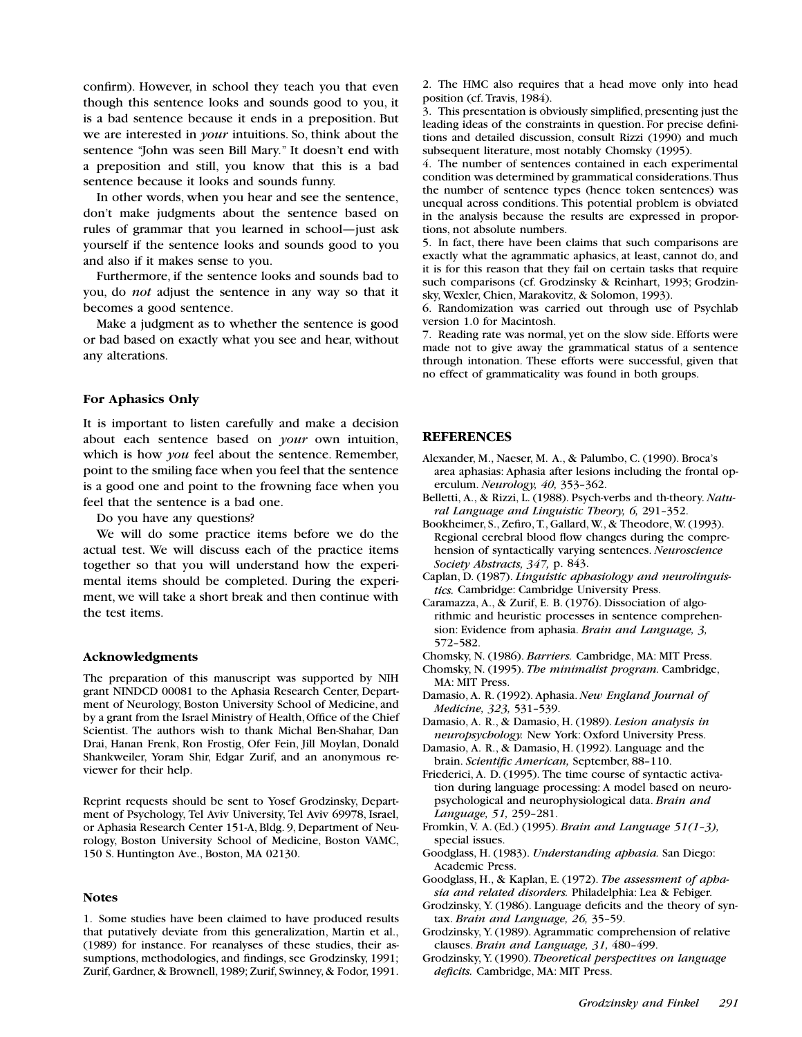confirm). However, in school they teach you that even though this sentence looks and sounds good to you, it is a bad sentence because it ends in a preposition. But we are interested in *your* intuitions. So, think about the sentence "John was seen Bill Mary." It doesn't end with a preposition and still, you know that this is a bad sentence because it looks and sounds funny.

In other words, when you hear and see the sentence, don't make judgments about the sentence based on rules of grammar that you learned in school—just ask yourself if the sentence looks and sounds good to you and also if it makes sense to you.

Furthermore, if the sentence looks and sounds bad to you, do *not* adjust the sentence in any way so that it becomes a good sentence.

Make a judgment as to whether the sentence is good or bad based on exactly what you see and hear, without any alterations.

### For Aphasics Only

It is important to listen carefully and make a decision about each sentence based on *your* own intuition, which is how *you* feel about the sentence. Remember, point to the smiling face when you feel that the sentence is a good one and point to the frowning face when you feel that the sentence is a bad one.

Do you have any questions?

We will do some practice items before we do the actual test. We will discuss each of the practice items together so that you will understand how the experimental items should be completed. During the experiment, we will take a short break and then continue with the test items.

### Acknowledgments

The preparation of this manuscript was supported by NIH grant NINDCD 00081 to the Aphasia Research Center, Department of Neurology, Boston University School of Medicine, and by a grant from the Israel Ministry of Health, Office of the Chief Scientist. The authors wish to thank Michal Ben-Shahar, Dan Drai, Hanan Frenk, Ron Frostig, Ofer Fein, Jill Moylan, Donald Shankweiler, Yoram Shir, Edgar Zurif, and an anonymous reviewer for their help.

Reprint requests should be sent to Yosef Grodzinsky, Department of Psychology, Tel Aviv University, Tel Aviv 69978, Israel, or Aphasia Research Center 151-A, Bldg. 9, Department of Neurology, Boston University School of Medicine, Boston VAMC, 150 S. Huntington Ave., Boston, MA 02130.

### Notes

1. Some studies have been claimed to have produced results that putatively deviate from this generalization, Martin et al., (1989) for instance. For reanalyses of these studies, their assumptions, methodologies, and findings, see Grodzinsky, 1991; Zurif, Gardner, & Brownell, 1989; Zurif, Swinney, & Fodor, 1991.

2. The HMC also requires that a head move only into head position (cf. Travis, 1984).

3. This presentation is obviously simplified, presenting just the leading ideas of the constraints in question. For precise definitions and detailed discussion, consult Rizzi (1990) and much subsequent literature, most notably Chomsky (1995).

4. The number of sentences contained in each experimental condition was determined by grammatical considerations. Thus the number of sentence types (hence token sentences) was unequal across conditions. This potential problem is obviated in the analysis because the results are expressed in proportions, not absolute numbers.

5. In fact, there have been claims that such comparisons are exactly what the agrammatic aphasics, at least, cannot do, and it is for this reason that they fail on certain tasks that require such comparisons (cf. Grodzinsky & Reinhart, 1993; Grodzinsky, Wexler, Chien, Marakovitz, & Solomon, 1993).

6. Randomization was carried out through use of Psychlab version 1.0 for Macintosh.

7. Reading rate was normal, yet on the slow side. Efforts were made not to give away the grammatical status of a sentence through intonation. These efforts were successful, given that no effect of grammaticality was found in both groups.

## REFERENCES

Alexander, M., Naeser, M. A., & Palumbo, C. (1990). Broca's area aphasias: Aphasia after lesions including the frontal operculum. *Neurology, 40,* 353–362.

Belletti, A., & Rizzi, L. (1988). Psych-verbs and th-theory. *Natural Language and Linguistic Theory, 6,* 291–352.

Bookheimer, S., Zefiro, T., Gallard, W., & Theodore, W. (1993). Regional cerebral blood flow changes during the comprehension of syntactically varying sentences. *Neuroscience Society Abstracts, 347,* p. 843.

Caplan, D. (1987). *Linguistic aphasiology and neurolinguistics.* Cambridge: Cambridge University Press.

Caramazza, A., & Zurif, E. B. (1976). Dissociation of algorithmic and heuristic processes in sentence comprehension: Evidence from aphasia. *Brain and Language, 3,* 572–582.

Chomsky, N. (1986). *Barriers.* Cambridge, MA: MIT Press.

Chomsky, N. (1995). *The minimalist program.* Cambridge, MA: MIT Press.

Damasio, A. R. (1992). Aphasia. *New England Journal of Medicine, 323,* 531–539.

Damasio, A. R., & Damasio, H. (1989). *Lesion analysis in neuropsychology.* New York: Oxford University Press.

Damasio, A. R., & Damasio, H. (1992). Language and the brain. *Scientific American,* September, 88–110.

Friederici, A. D. (1995). The time course of syntactic activation during language processing: A model based on neuropsychological and neurophysiological data. *Brain and Language, 51,* 259–281.

Fromkin, V. A. (Ed.) (1995). *Brain and Language 51(1–3),* special issues.

Goodglass, H. (1983). *Understanding aphasia.* San Diego: Academic Press.

Goodglass, H., & Kaplan, E. (1972). *The assessment of aphasia and related disorders.* Philadelphia: Lea & Febiger.

Grodzinsky, Y. (1986). Language deficits and the theory of syntax. *Brain and Language, 26,* 35–59.

Grodzinsky, Y. (1989). Agrammatic comprehension of relative clauses. *Brain and Language, 31,* 480–499.

Grodzinsky, Y. (1990). *Theoretical perspectives on language deficits.* Cambridge, MA: MIT Press.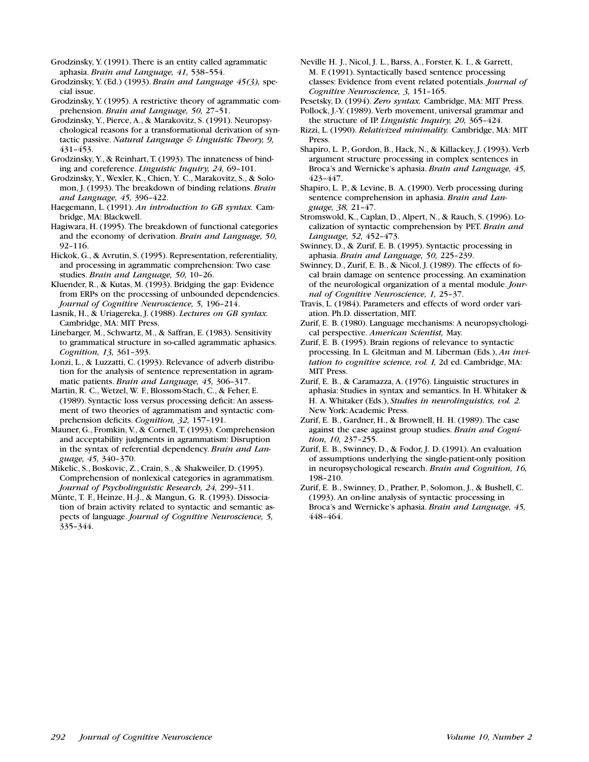Grodzinsky, Y. (1991). There is an entity called agrammatic aphasia. *Brain and Language, 41,* 538–554.

Grodzinsky, Y. (Ed.) (1993). *Brain and Language 45(3),* special issue.

Grodzinsky, Y. (1995). A restrictive theory of agrammatic comprehension. *Brain and Language, 50,* 27–51.

Grodzinsky, Y., Pierce, A., & Marakovitz, S. (1991). Neuropsychological reasons for a transformational derivation of syntactic passive. *Natural Language & Linguistic Theory, 9,* 431–453.

Grodzinsky, Y., & Reinhart, T. (1993). The innateness of binding and coreference. *Linguistic Inquiry, 24,* 69–101.

Grodzinsky, Y., Wexler, K., Chien, Y. C., Marakovitz, S., & Solomon, J. (1993). The breakdown of binding relations. *Brain and Language, 45,* 396–422.

Haegemann, L. (1991). *An introduction to GB syntax.* Cambridge, MA: Blackwell.

Hagiwara, H. (1995). The breakdown of functional categories and the economy of derivation. *Brain and Language, 50,* 92–116.

Hickok, G., & Avrutin, S. (1995). Representation, referentiality, and processing in agrammatic comprehension: Two case studies. *Brain and Language, 50,* 10–26.

Kluender, R., & Kutas, M. (1993). Bridging the gap: Evidence from ERPs on the processing of unbounded dependencies. *Journal of Cognitive Neuroscience, 5,* 196–214.

Lasnik, H., & Uriagereka, J. (1988). *Lectures on GB syntax.* Cambridge, MA: MIT Press.

Linebarger, M., Schwartz, M., & Saffran, E. (1983). Sensitivity to grammatical structure in so-called agrammatic aphasics. *Cognition, 13,* 361–393.

Lonzi, L., & Luzzatti, C. (1993). Relevance of adverb distribution for the analysis of sentence representation in agrammatic patients. *Brain and Language, 45,* 306–317.

Martin, R. C., Wetzel, W. F., Blossom-Stach, C., & Feher, E. (1989). Syntactic loss versus processing deficit: An assessment of two theories of agrammatism and syntactic comprehension deficits. *Cognition, 32,* 157–191.

Mauner, G., Fromkin, V., & Cornell, T. (1993). Comprehension and acceptability judgments in agrammatism: Disruption in the syntax of referential dependency. *Brain and Language, 45,* 340–370.

Mikelic, S., Boskovic, Z., Crain, S., & Shakweiler, D. (1995). Comprehension of nonlexical categories in agrammatism. *Journal of Psycholinguistic Research, 24,* 299–311.

Münte, T. F., Heinze, H.-J., & Mangun, G. R. (1993). Dissociation of brain activity related to syntactic and semantic aspects of language. *Journal of Cognitive Neuroscience, 5,* 335–344.

Neville H. J., Nicol, J. L., Barss, A., Forster, K. I., & Garrett, M. F. (1991). Syntactically based sentence processing classes: Evidence from event related potentials. *Journal of Cognitive Neuroscience, 3,* 151–165.

Pesetsky, D. (1994). *Zero syntax.* Cambridge, MA: MIT Press.

Pollock, J.-Y. (1989). Verb movement, universal grammar and the structure of IP. *Linguistic Inquiry, 20,* 365–424.

Rizzi, L. (1990). *Relativized minimality.* Cambridge, MA: MIT Press.

Shapiro, L. P., Gordon, B., Hack, N., & Killackey, J. (1993). Verb argument structure processing in complex sentences in Broca's and Wernicke's aphasia. *Brain and Language, 45,* 423–447.

Shapiro, L. P., & Levine, B. A. (1990). Verb processing during sentence comprehension in aphasia. *Brain and Language, 38,* 21–47.

Stromswold, K., Caplan, D., Alpert, N., & Rauch, S. (1996). Localization of syntactic comprehension by PET. *Brain and Language, 52,* 452–473.

Swinney, D., & Zurif, E. B. (1995). Syntactic processing in aphasia. *Brain and Language, 50,* 225–239.

Swinney, D., Zurif, E. B., & Nicol, J. (1989). The effects of focal brain damage on sentence processing. An examination of the neurological organization of a mental module. *Journal of Cognitive Neuroscience, 1,* 25–37.

Travis, L. (1984). Parameters and effects of word order variation. Ph.D. dissertation, MIT.

Zurif, E. B. (1980). Language mechanisms: A neuropsychological perspective. *American Scientist,* May.

Zurif, E. B. (1995). Brain regions of relevance to syntactic processing. In L. Gleitman and M. Liberman (Eds.), *An invitation to cognitive science, vol. I,* 2d ed. Cambridge, MA: MIT Press.

Zurif, E. B., & Caramazza, A. (1976). Linguistic structures in aphasia: Studies in syntax and semantics. In H. Whitaker & H. A. Whitaker (Eds.), *Studies in neurolinguistics, vol. 2.* New York: Academic Press.

Zurif, E. B., Gardner, H., & Brownell, H. H. (1989). The case against the case against group studies. *Brain and Cognition, 10,* 237–255.

Zurif, E. B., Swinney, D., & Fodor, J. D. (1991). An evaluation of assumptions underlying the single-patient-only position in neuropsychological research. *Brain and Cognition, 16,* 198–210.

Zurif, E. B., Swinney, D., Prather, P., Solomon, J., & Bushell, C. (1993). An on-line analysis of syntactic processing in Broca's and Wernicke's aphasia. *Brain and Language, 45,* 448–464.